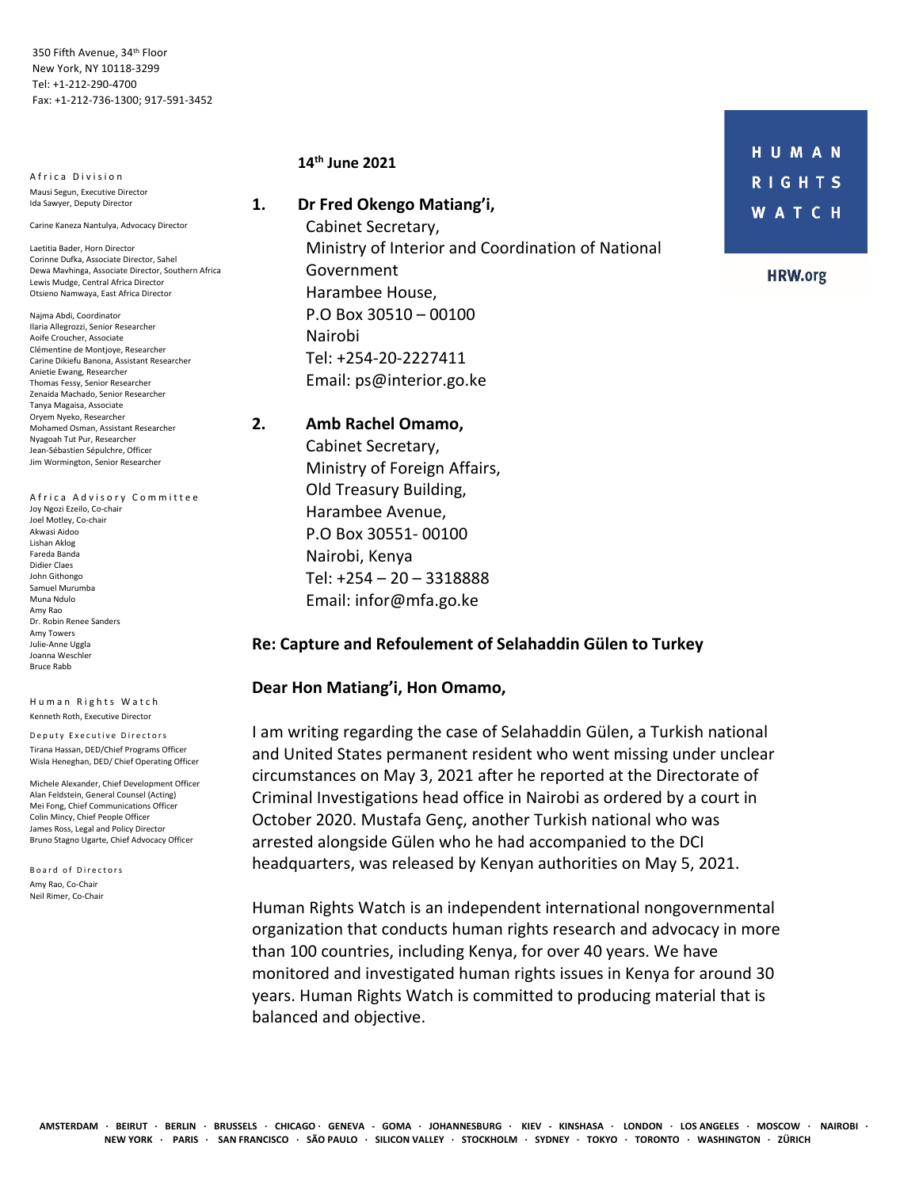350 Fifth Avenue, 34th Floor
New York, NY 10118-3299
Tel: +1-212-290-4700
Fax: +1-212-736-1300; 917-591-3452

**HUMAN RIGHTS WATCH**

HRW.org

Africa Division

Mausi Segun, Executive Director
Ida Sawyer, Deputy Director

Carine Kaneza Nantulya, Advocacy Director

Laetitia Bader, Horn Director
Corinne Dufka, Associate Director, Sahel
Dewa Mavhinga, Associate Director, Southern Africa
Lewis Mudge, Central Africa Director
Otsieno Namwaya, East Africa Director

Najma Abdi, Coordinator
Ilaria Allegrozzi, Senior Researcher
Aoife Croucher, Associate
Clémentine de Montjoye, Researcher
Carine Dikiefu Banona, Assistant Researcher
Anietie Ewang, Researcher
Thomas Fessy, Senior Researcher
Zenaida Machado, Senior Researcher
Tanya Magaisa, Associate
Oryem Nyeko, Researcher
Mohamed Osman, Assistant Researcher
Nyagoah Tut Pur, Researcher
Jean-Sébastien Sépulchre, Officer
Jim Wormington, Senior Researcher

Africa Advisory Committee

Joy Ngozi Ezeilo, Co-chair
Joel Motley, Co-chair
Akwasi Aidoo
Lishan Aklog
Fareda Banda
Didier Claes
John Githongo
Samuel Murumba
Muna Ndulo
Amy Rao
Dr. Robin Renee Sanders
Amy Towers
Julie-Anne Uggla
Joanna Weschler
Bruce Rabb

Human Rights Watch

Kenneth Roth, Executive Director

Deputy Executive Directors

Tirana Hassan, DED/Chief Programs Officer
Wisla Heneghan, DED/ Chief Operating Officer

Michele Alexander, Chief Development Officer
Alan Feldstein, General Counsel (Acting)
Mei Fong, Chief Communications Officer
Colin Mincy, Chief People Officer
James Ross, Legal and Policy Director
Bruno Stagno Ugarte, Chief Advocacy Officer

Board of Directors

Amy Rao, Co-Chair
Neil Rimer, Co-Chair

**14th June 2021**

1. **Dr Fred Okengo Matiang'i,**
   Cabinet Secretary,
   Ministry of Interior and Coordination of National Government
   Harambee House,
   P.O Box 30510 – 00100
   Nairobi
   Tel: +254-20-2227411
   Email: ps@interior.go.ke

2. **Amb Rachel Omamo,**
   Cabinet Secretary,
   Ministry of Foreign Affairs,
   Old Treasury Building,
   Harambee Avenue,
   P.O Box 30551- 00100
   Nairobi, Kenya
   Tel: +254 – 20 – 3318888
   Email: infor@mfa.go.ke

**Re: Capture and Refoulement of Selahaddin Gülen to Turkey**

**Dear Hon Matiang'i, Hon Omamo,**

I am writing regarding the case of Selahaddin Gülen, a Turkish national and United States permanent resident who went missing under unclear circumstances on May 3, 2021 after he reported at the Directorate of Criminal Investigations head office in Nairobi as ordered by a court in October 2020. Mustafa Genç, another Turkish national who was arrested alongside Gülen who he had accompanied to the DCI headquarters, was released by Kenyan authorities on May 5, 2021.

Human Rights Watch is an independent international nongovernmental organization that conducts human rights research and advocacy in more than 100 countries, including Kenya, for over 40 years. We have monitored and investigated human rights issues in Kenya for around 30 years. Human Rights Watch is committed to producing material that is balanced and objective.

AMSTERDAM · BEIRUT · BERLIN · BRUSSELS · CHICAGO · GENEVA - GOMA · JOHANNESBURG · KIEV - KINSHASA · LONDON · LOS ANGELES · MOSCOW · NAIROBI · NEW YORK · PARIS · SAN FRANCISCO · SÃO PAULO · SILICON VALLEY · STOCKHOLM · SYDNEY · TOKYO · TORONTO · WASHINGTON · ZÜRICH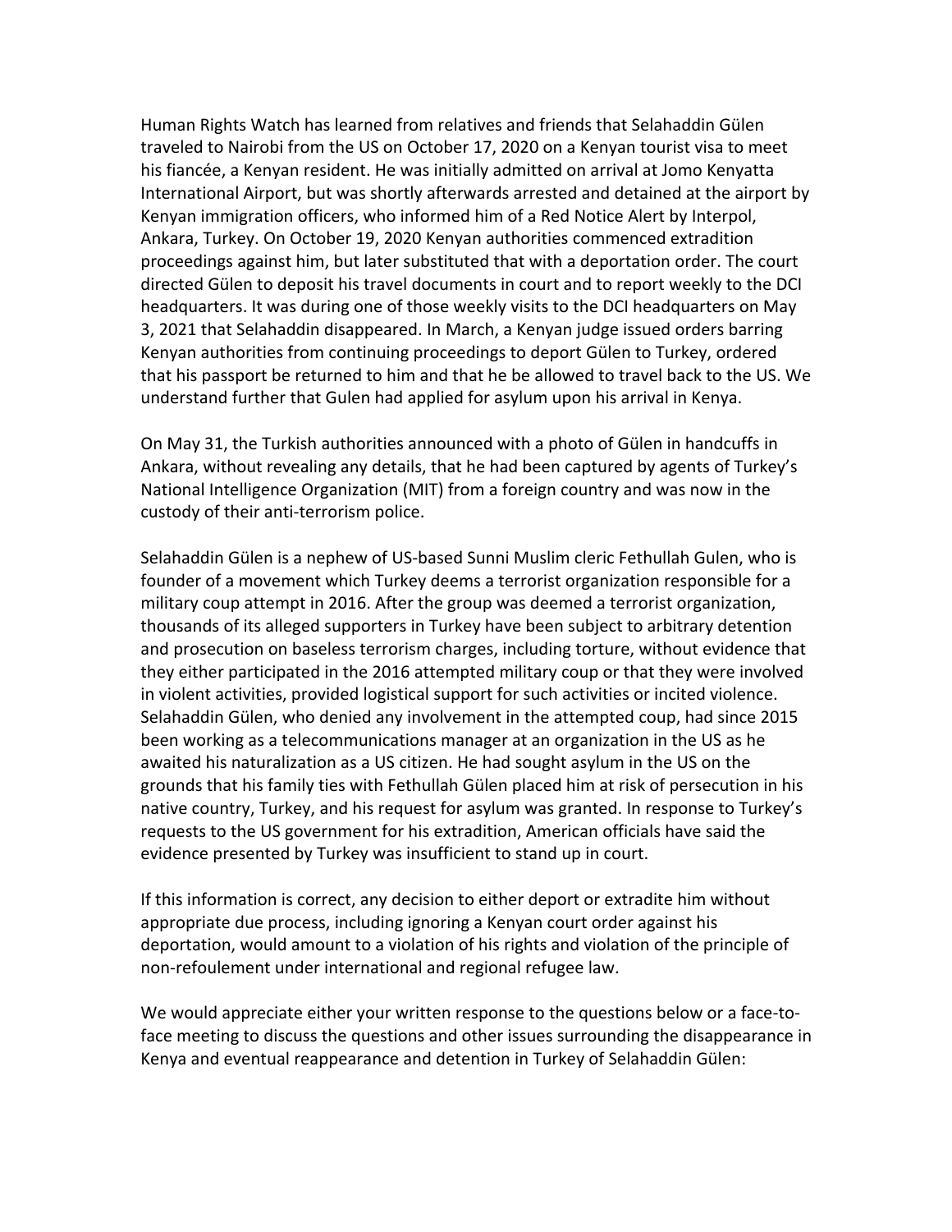Human Rights Watch has learned from relatives and friends that Selahaddin Gülen traveled to Nairobi from the US on October 17, 2020 on a Kenyan tourist visa to meet his fiancée, a Kenyan resident. He was initially admitted on arrival at Jomo Kenyatta International Airport, but was shortly afterwards arrested and detained at the airport by Kenyan immigration officers, who informed him of a Red Notice Alert by Interpol, Ankara, Turkey. On October 19, 2020 Kenyan authorities commenced extradition proceedings against him, but later substituted that with a deportation order. The court directed Gülen to deposit his travel documents in court and to report weekly to the DCI headquarters. It was during one of those weekly visits to the DCI headquarters on May 3, 2021 that Selahaddin disappeared. In March, a Kenyan judge issued orders barring Kenyan authorities from continuing proceedings to deport Gülen to Turkey, ordered that his passport be returned to him and that he be allowed to travel back to the US. We understand further that Gulen had applied for asylum upon his arrival in Kenya.

On May 31, the Turkish authorities announced with a photo of Gülen in handcuffs in Ankara, without revealing any details, that he had been captured by agents of Turkey's National Intelligence Organization (MIT) from a foreign country and was now in the custody of their anti-terrorism police.

Selahaddin Gülen is a nephew of US-based Sunni Muslim cleric Fethullah Gulen, who is founder of a movement which Turkey deems a terrorist organization responsible for a military coup attempt in 2016. After the group was deemed a terrorist organization, thousands of its alleged supporters in Turkey have been subject to arbitrary detention and prosecution on baseless terrorism charges, including torture, without evidence that they either participated in the 2016 attempted military coup or that they were involved in violent activities, provided logistical support for such activities or incited violence. Selahaddin Gülen, who denied any involvement in the attempted coup, had since 2015 been working as a telecommunications manager at an organization in the US as he awaited his naturalization as a US citizen. He had sought asylum in the US on the grounds that his family ties with Fethullah Gülen placed him at risk of persecution in his native country, Turkey, and his request for asylum was granted. In response to Turkey's requests to the US government for his extradition, American officials have said the evidence presented by Turkey was insufficient to stand up in court.

If this information is correct, any decision to either deport or extradite him without appropriate due process, including ignoring a Kenyan court order against his deportation, would amount to a violation of his rights and violation of the principle of non-refoulement under international and regional refugee law.

We would appreciate either your written response to the questions below or a face-to-face meeting to discuss the questions and other issues surrounding the disappearance in Kenya and eventual reappearance and detention in Turkey of Selahaddin Gülen: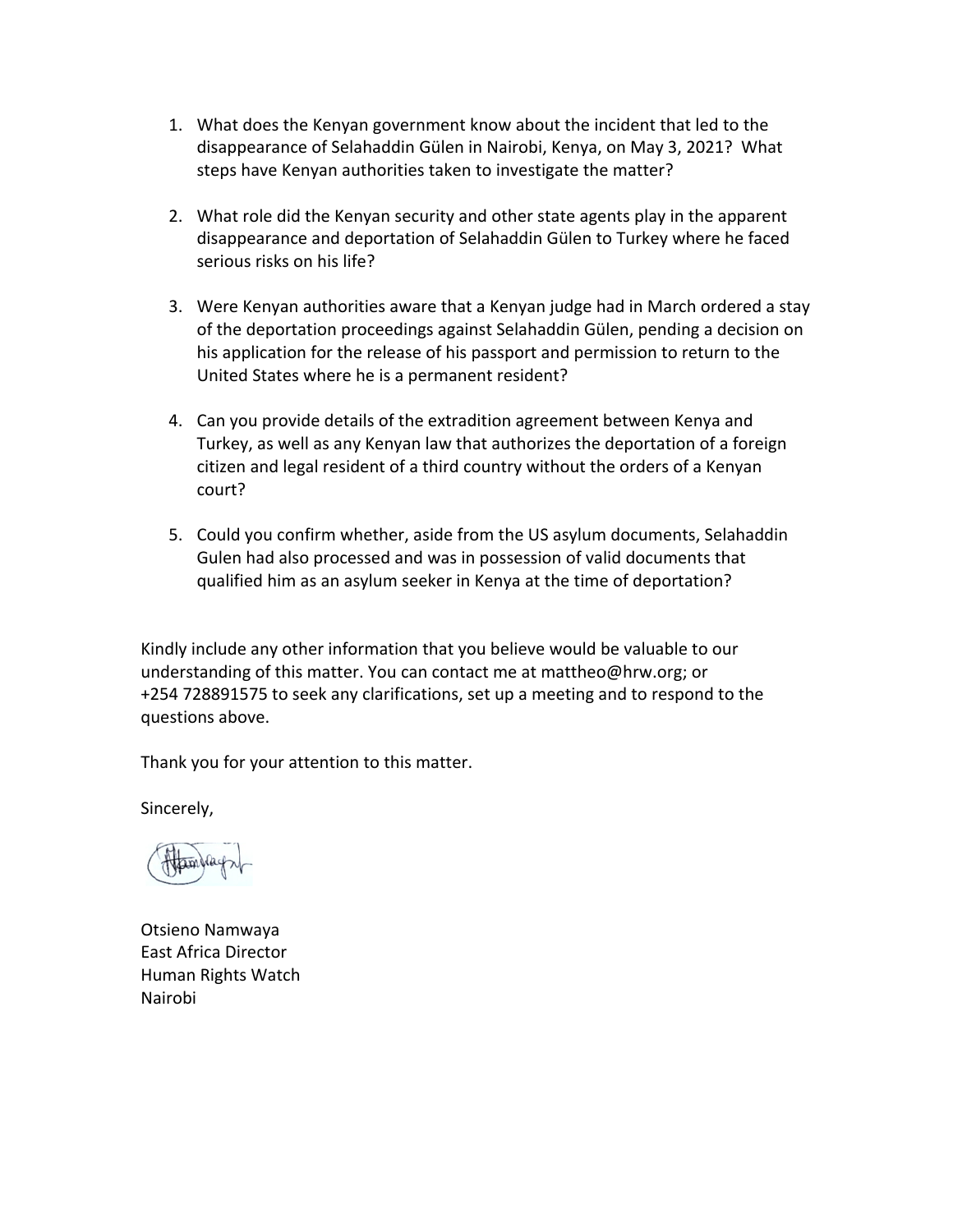1. What does the Kenyan government know about the incident that led to the disappearance of Selahaddin Gülen in Nairobi, Kenya, on May 3, 2021? What steps have Kenyan authorities taken to investigate the matter?

2. What role did the Kenyan security and other state agents play in the apparent disappearance and deportation of Selahaddin Gülen to Turkey where he faced serious risks on his life?

3. Were Kenyan authorities aware that a Kenyan judge had in March ordered a stay of the deportation proceedings against Selahaddin Gülen, pending a decision on his application for the release of his passport and permission to return to the United States where he is a permanent resident?

4. Can you provide details of the extradition agreement between Kenya and Turkey, as well as any Kenyan law that authorizes the deportation of a foreign citizen and legal resident of a third country without the orders of a Kenyan court?

5. Could you confirm whether, aside from the US asylum documents, Selahaddin Gulen had also processed and was in possession of valid documents that qualified him as an asylum seeker in Kenya at the time of deportation?

Kindly include any other information that you believe would be valuable to our understanding of this matter. You can contact me at mattheo@hrw.org; or +254 728891575 to seek any clarifications, set up a meeting and to respond to the questions above.

Thank you for your attention to this matter.

Sincerely,

Otsieno Namwaya
East Africa Director
Human Rights Watch
Nairobi